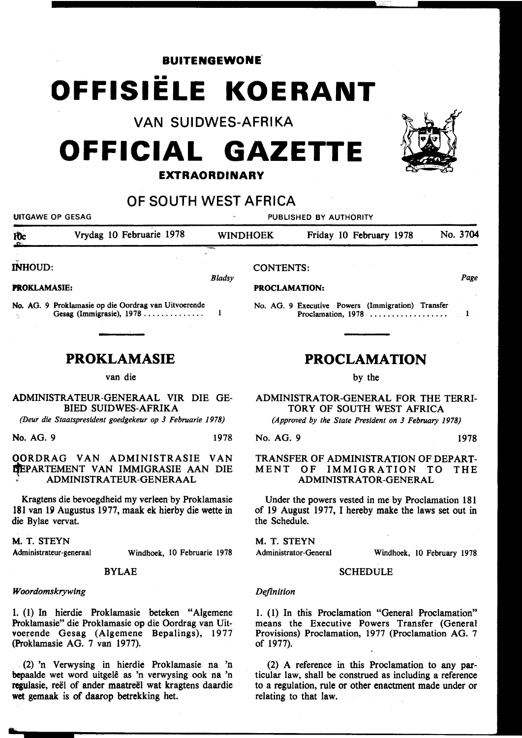**BUITENGEWONE**

# OFFISIËLE KOERANT

VAN SUIDWES-AFRIKA

# OFFICIAL GAZETTE

**EXTRAORDINARY**

## OF SOUTH WEST AFRICA

UITGAWE OP GESAG — PUBLISHED BY AUTHORITY

10c | Vrydag 10 Februarie 1978 | WINDHOEK | Friday 10 February 1978 | No. 3704

INHOUD:

*Bladsy*

**PROKLAMASIE:**

No. AG. 9 Proklamasie op die Oordrag van Uitvoerende Gesag (Immigrasie), 1978 .............. 1

CONTENTS:

*Page*

**PROCLAMATION:**

No. AG. 9 Executive Powers (Immigration) Transfer Proclamation, 1978 .................. 1

## PROKLAMASIE

van die

ADMINISTRATEUR-GENERAAL VIR DIE GEBIED SUIDWES-AFRIKA

*(Deur die Staatspresident goedgekeur op 3 Februarie 1978)*

No. AG. 9 1978

OORDRAG VAN ADMINISTRASIE VAN DEPARTEMENT VAN IMMIGRASIE AAN DIE ADMINISTRATEUR-GENERAAL

Kragtens die bevoegdheid my verleen by Proklamasie 181 van 19 Augustus 1977, maak ek hierby die wette in die Bylae vervat.

M. T. STEYN
Administrateur-generaal — Windhoek, 10 Februarie 1978

BYLAE

*Woordomskrywing*

1. (1) In hierdie Proklamasie beteken "Algemene Proklamasie" die Proklamasie op die Oordrag van Uitvoerende Gesag (Algemene Bepalings), 1977 (Proklamasie AG. 7 van 1977).

(2) 'n Verwysing in hierdie Proklamasie na 'n bepaalde wet word uitgelê as 'n verwysing ook na 'n regulasie, reël of ander maatreël wat kragtens daardie wet gemaak is of daarop betrekking het.

## PROCLAMATION

by the

ADMINISTRATOR-GENERAL FOR THE TERRITORY OF SOUTH WEST AFRICA

*(Approved by the State President on 3 February 1978)*

No. AG. 9 1978

TRANSFER OF ADMINISTRATION OF DEPARTMENT OF IMMIGRATION TO THE ADMINISTRATOR-GENERAL

Under the powers vested in me by Proclamation 181 of 19 August 1977, I hereby make the laws set out in the Schedule.

M. T. STEYN
Administrator-General — Windhoek, 10 February 1978

SCHEDULE

*Definition*

1. (1) In this Proclamation "General Proclamation" means the Executive Powers Transfer (General Provisions) Proclamation, 1977 (Proclamation AG. 7 of 1977).

(2) A reference in this Proclamation to any particular law, shall be construed as including a reference to a regulation, rule or other enactment made under or relating to that law.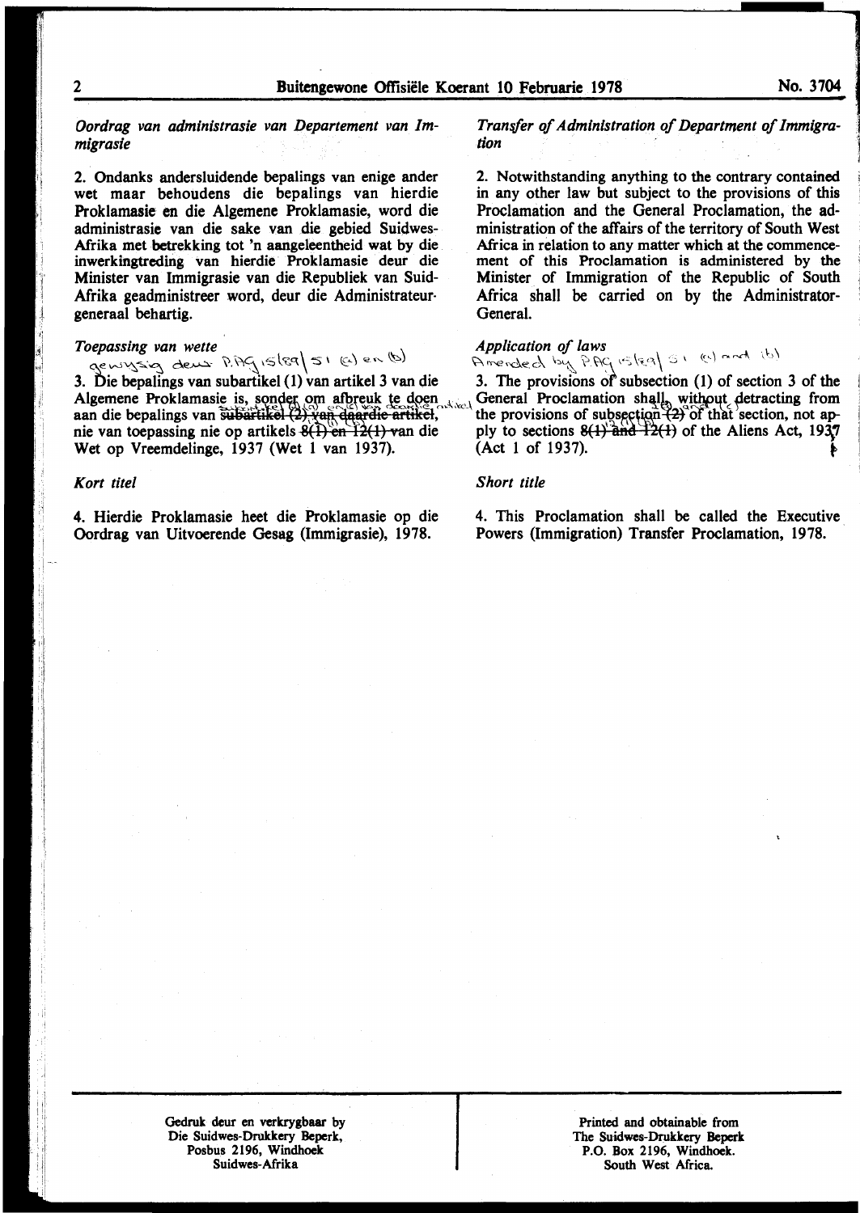*Oordrag van administrasie van Departement van Immigrasie*

2. Ondanks andersluidende bepalings van enige ander wet maar behoudens die bepalings van hierdie Proklamasie en die Algemene Proklamasie, word die administrasie van die sake van die gebied Suidwes-Afrika met betrekking tot 'n aangeleentheid wat by die inwerkingtreding van hierdie Proklamasie deur die Minister van Immigrasie van die Republiek van Suid-Afrika geadministreer word, deur die Administrateur-generaal behartig.

*Toepassing van wette*

gewysig deur P.AG 15/89 S1 (a) en (b)

3. Die bepalings van subartikel (1) van artikel 3 van die Algemene Proklamasie is, sonder om afbreuk te doen aan die bepalings van ~~subartikel (2) van daardie artikel~~, nie van toepassing nie op artikels ~~8(1) en 12(1)~~ van die Wet op Vreemdelinge, 1937 (Wet 1 van 1937).

*Kort titel*

4. Hierdie Proklamasie heet die Proklamasie op die Oordrag van Uitvoerende Gesag (Immigrasie), 1978.

*Transfer of Administration of Department of Immigration*

2. Notwithstanding anything to the contrary contained in any other law but subject to the provisions of this Proclamation and the General Proclamation, the administration of the affairs of the territory of South West Africa in relation to any matter which at the commencement of this Proclamation is administered by the Minister of Immigration of the Republic of South Africa shall be carried on by the Administrator-General.

*Application of laws*

Amended by P.AG 15/89 S1 (a) and (b)

3. The provisions of subsection (1) of section 3 of the General Proclamation shall, without detracting from the provisions of subsection ~~(2)~~ of that section, not apply to sections ~~8(1) and 12(1)~~ of the Aliens Act, 1937 (Act 1 of 1937).

*Short title*

4. This Proclamation shall be called the Executive Powers (Immigration) Transfer Proclamation, 1978.

Gedruk deur en verkrygbaar by Die Suidwes-Drukkery Beperk, Posbus 2196, Windhoek Suidwes-Afrika

Printed and obtainable from The Suidwes-Drukkery Beperk P.O. Box 2196, Windhoek. South West Africa.